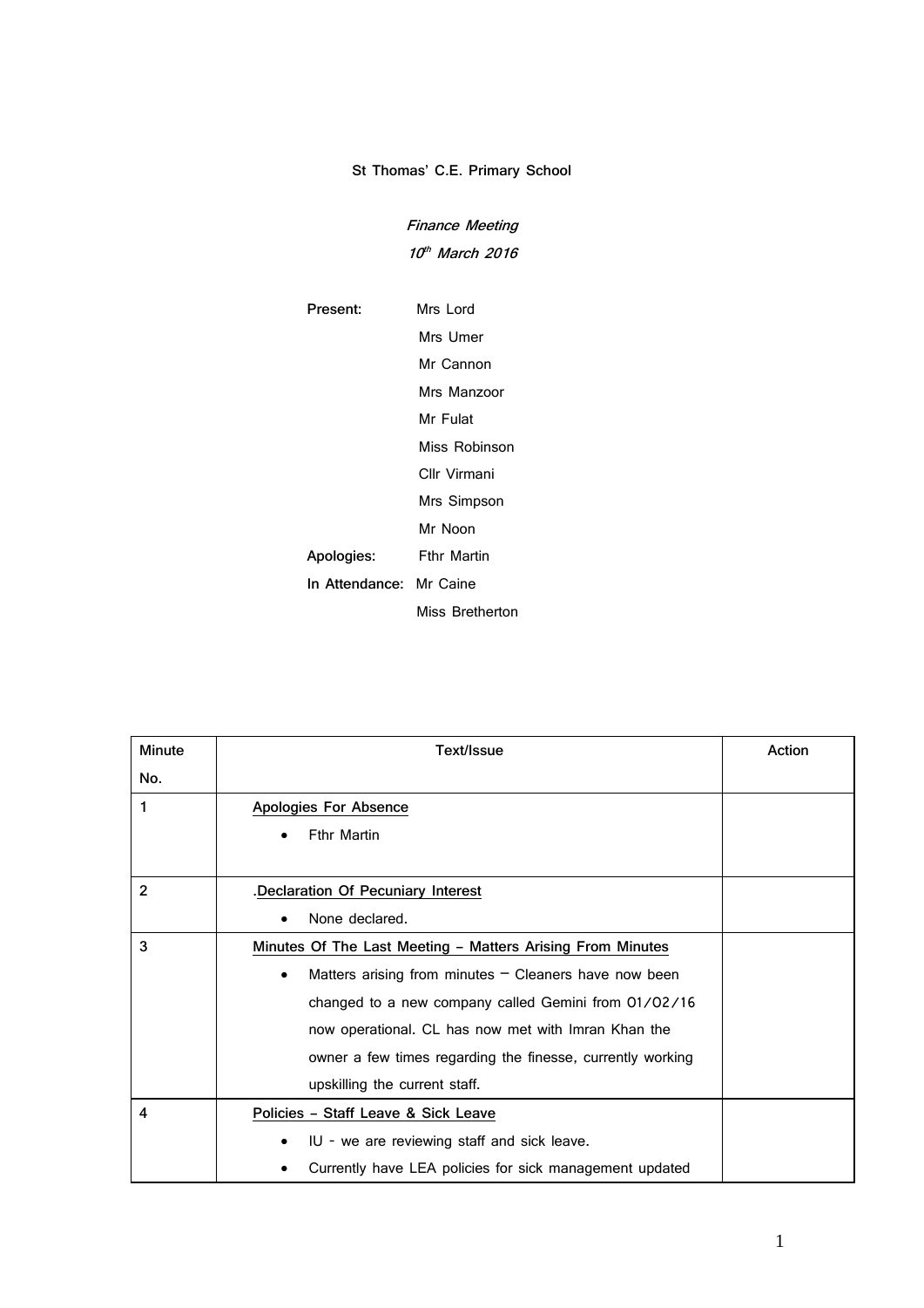**St Thomas' C.E. Primary School**

***Finance Meeting***

***10th March 2016***

**Present:** Mrs Lord
Mrs Umer
Mr Cannon
Mrs Manzoor
Mr Fulat
Miss Robinson
Cllr Virmani
Mrs Simpson
Mr Noon

**Apologies:** Fthr Martin

**In Attendance:** Mr Caine
Miss Bretherton

| Minute No. | Text/Issue | Action |
|---|---|---|
| 1 | Apologies For Absence<br>• Fthr Martin | |
| 2 | .Declaration Of Pecuniary Interest<br>• None declared. | |
| 3 | Minutes Of The Last Meeting – Matters Arising From Minutes<br>• Matters arising from minutes – Cleaners have now been changed to a new company called Gemini from 01/02/16 now operational. CL has now met with Imran Khan the owner a few times regarding the finesse, currently working upskilling the current staff. | |
| 4 | Policies – Staff Leave & Sick Leave<br>• IU - we are reviewing staff and sick leave.<br>• Currently have LEA policies for sick management updated | |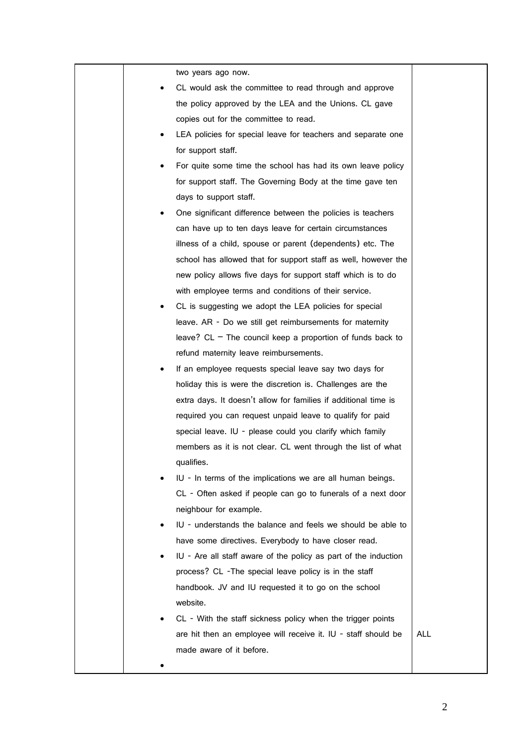| | | |
|---|---|---|
| | two years ago now.<br>• CL would ask the committee to read through and approve the policy approved by the LEA and the Unions. CL gave copies out for the committee to read.<br>• LEA policies for special leave for teachers and separate one for support staff.<br>• For quite some time the school has had its own leave policy for support staff. The Governing Body at the time gave ten days to support staff.<br>• One significant difference between the policies is teachers can have up to ten days leave for certain circumstances illness of a child, spouse or parent (dependents) etc. The school has allowed that for support staff as well, however the new policy allows five days for support staff which is to do with employee terms and conditions of their service.<br>• CL is suggesting we adopt the LEA policies for special leave. AR - Do we still get reimbursements for maternity leave? CL – The council keep a proportion of funds back to refund maternity leave reimbursements.<br>• If an employee requests special leave say two days for holiday this is were the discretion is. Challenges are the extra days. It doesn't allow for families if additional time is required you can request unpaid leave to qualify for paid special leave. IU - please could you clarify which family members as it is not clear. CL went through the list of what qualifies.<br>• IU - In terms of the implications we are all human beings. CL - Often asked if people can go to funerals of a next door neighbour for example.<br>• IU - understands the balance and feels we should be able to have some directives. Everybody to have closer read.<br>• IU - Are all staff aware of the policy as part of the induction process? CL -The special leave policy is in the staff handbook. JV and IU requested it to go on the school website.<br>• CL - With the staff sickness policy when the trigger points are hit then an employee will receive it. IU - staff should be made aware of it before.<br>• | ALL |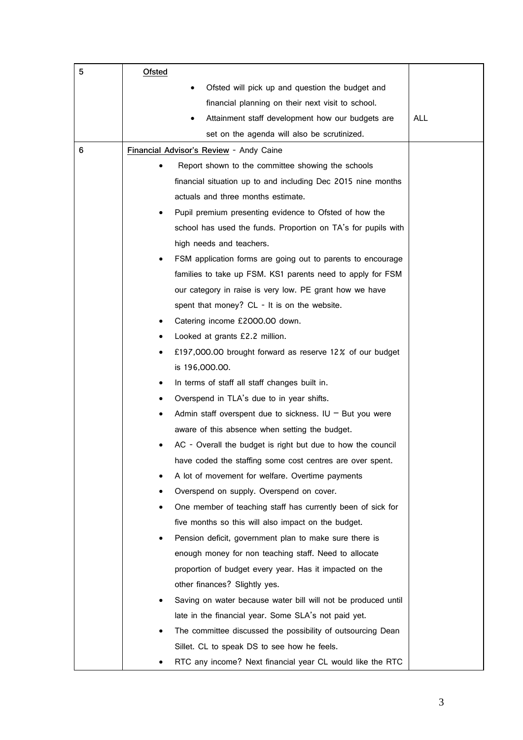| 5 | **Ofsted**<br>• Ofsted will pick up and question the budget and financial planning on their next visit to school.<br>• Attainment staff development how our budgets are set on the agenda will also be scrutinized. | ALL |
|---|---|---|
| 6 | **Financial Advisor's Review** - Andy Caine<br>• Report shown to the committee showing the schools financial situation up to and including Dec 2015 nine months actuals and three months estimate.<br>• Pupil premium presenting evidence to Ofsted of how the school has used the funds. Proportion on TA's for pupils with high needs and teachers.<br>• FSM application forms are going out to parents to encourage families to take up FSM. KS1 parents need to apply for FSM our category in raise is very low. PE grant how we have spent that money? CL - It is on the website.<br>• Catering income £2000.00 down.<br>• Looked at grants £2.2 million.<br>• £197,000.00 brought forward as reserve 12% of our budget is 196,000.00.<br>• In terms of staff all staff changes built in.<br>• Overspend in TLA's due to in year shifts.<br>• Admin staff overspent due to sickness. IU – But you were aware of this absence when setting the budget.<br>• AC - Overall the budget is right but due to how the council have coded the staffing some cost centres are over spent.<br>• A lot of movement for welfare. Overtime payments<br>• Overspend on supply. Overspend on cover.<br>• One member of teaching staff has currently been of sick for five months so this will also impact on the budget.<br>• Pension deficit, government plan to make sure there is enough money for non teaching staff. Need to allocate proportion of budget every year. Has it impacted on the other finances? Slightly yes.<br>• Saving on water because water bill will not be produced until late in the financial year. Some SLA's not paid yet.<br>• The committee discussed the possibility of outsourcing Dean Sillet. CL to speak DS to see how he feels.<br>• RTC any income? Next financial year CL would like the RTC | |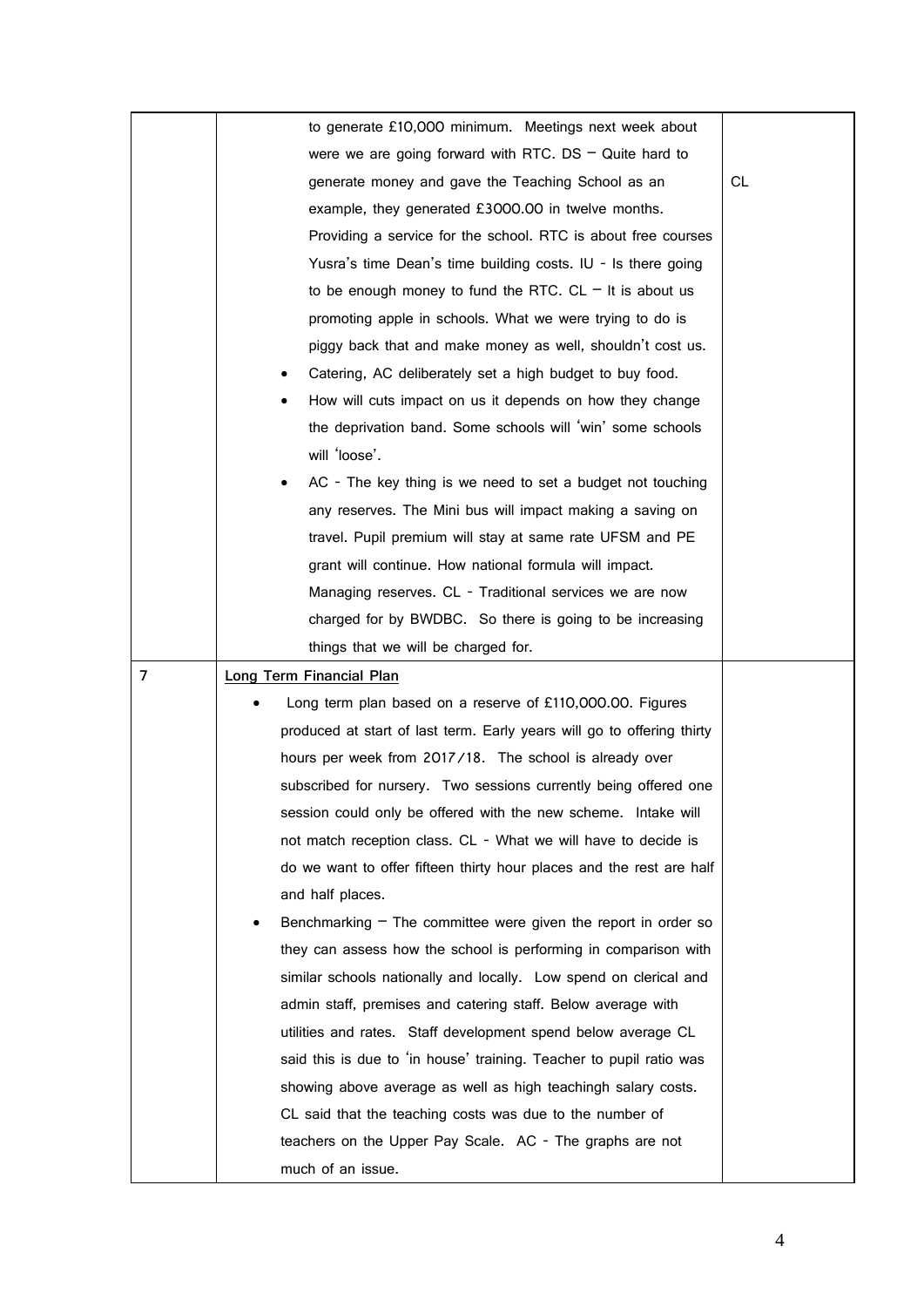| | | |
|---|---|---|
| | to generate £10,000 minimum. Meetings next week about were we are going forward with RTC. DS – Quite hard to generate money and gave the Teaching School as an example, they generated £3000.00 in twelve months. Providing a service for the school. RTC is about free courses Yusra's time Dean's time building costs. IU - Is there going to be enough money to fund the RTC. CL – It is about us promoting apple in schools. What we were trying to do is piggy back that and make money as well, shouldn't cost us.<br>• Catering, AC deliberately set a high budget to buy food.<br>• How will cuts impact on us it depends on how they change the deprivation band. Some schools will 'win' some schools will 'loose'.<br>• AC - The key thing is we need to set a budget not touching any reserves. The Mini bus will impact making a saving on travel. Pupil premium will stay at same rate UFSM and PE grant will continue. How national formula will impact. Managing reserves. CL - Traditional services we are now charged for by BWDBC. So there is going to be increasing things that we will be charged for. | CL |
| 7 | **Long Term Financial Plan**<br>• Long term plan based on a reserve of £110,000.00. Figures produced at start of last term. Early years will go to offering thirty hours per week from 2017/18. The school is already over subscribed for nursery. Two sessions currently being offered one session could only be offered with the new scheme. Intake will not match reception class. CL - What we will have to decide is do we want to offer fifteen thirty hour places and the rest are half and half places.<br>• Benchmarking – The committee were given the report in order so they can assess how the school is performing in comparison with similar schools nationally and locally. Low spend on clerical and admin staff, premises and catering staff. Below average with utilities and rates. Staff development spend below average CL said this is due to 'in house' training. Teacher to pupil ratio was showing above average as well as high teachingh salary costs. CL said that the teaching costs was due to the number of teachers on the Upper Pay Scale. AC - The graphs are not much of an issue. | |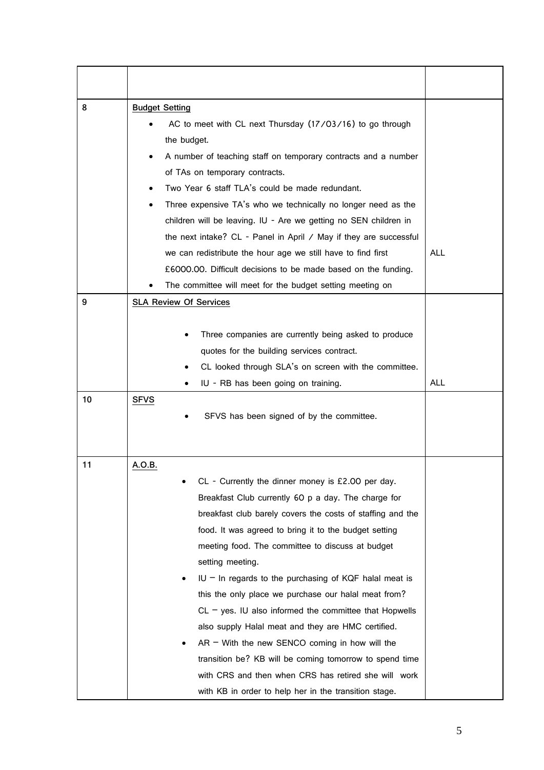| | | |
|---|---|---|
| 8 | **Budget Setting**<br>• AC to meet with CL next Thursday (17/03/16) to go through the budget.<br>• A number of teaching staff on temporary contracts and a number of TAs on temporary contracts.<br>• Two Year 6 staff TLA's could be made redundant.<br>• Three expensive TA's who we technically no longer need as the children will be leaving. IU - Are we getting no SEN children in the next intake? CL - Panel in April / May if they are successful we can redistribute the hour age we still have to find first £6000.00. Difficult decisions to be made based on the funding.<br>• The committee will meet for the budget setting meeting on | ALL |
| 9 | **SLA Review Of Services**<br>• Three companies are currently being asked to produce quotes for the building services contract.<br>• CL looked through SLA's on screen with the committee.<br>• IU - RB has been going on training. | ALL |
| 10 | **SFVS**<br>• SFVS has been signed of by the committee. | |
| 11 | **A.O.B.**<br>• CL - Currently the dinner money is £2.00 per day. Breakfast Club currently 60 p a day. The charge for breakfast club barely covers the costs of staffing and the food. It was agreed to bring it to the budget setting meeting food. The committee to discuss at budget setting meeting.<br>• IU – In regards to the purchasing of KQF halal meat is this the only place we purchase our halal meat from? CL – yes. IU also informed the committee that Hopwells also supply Halal meat and they are HMC certified.<br>• AR – With the new SENCO coming in how will the transition be? KB will be coming tomorrow to spend time with CRS and then when CRS has retired she will work with KB in order to help her in the transition stage. | |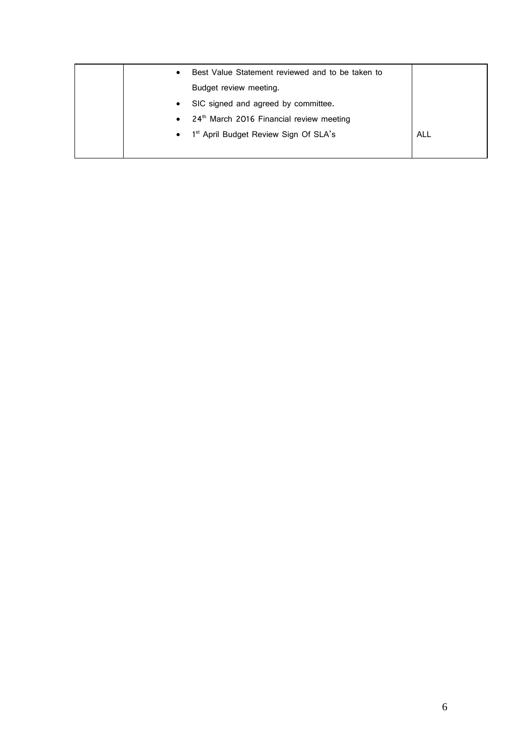| | | |
|---|---|---|
| | • Best Value Statement reviewed and to be taken to Budget review meeting.<br>• SIC signed and agreed by committee.<br>• 24th March 2016 Financial review meeting<br>• 1st April Budget Review Sign Of SLA's | ALL |